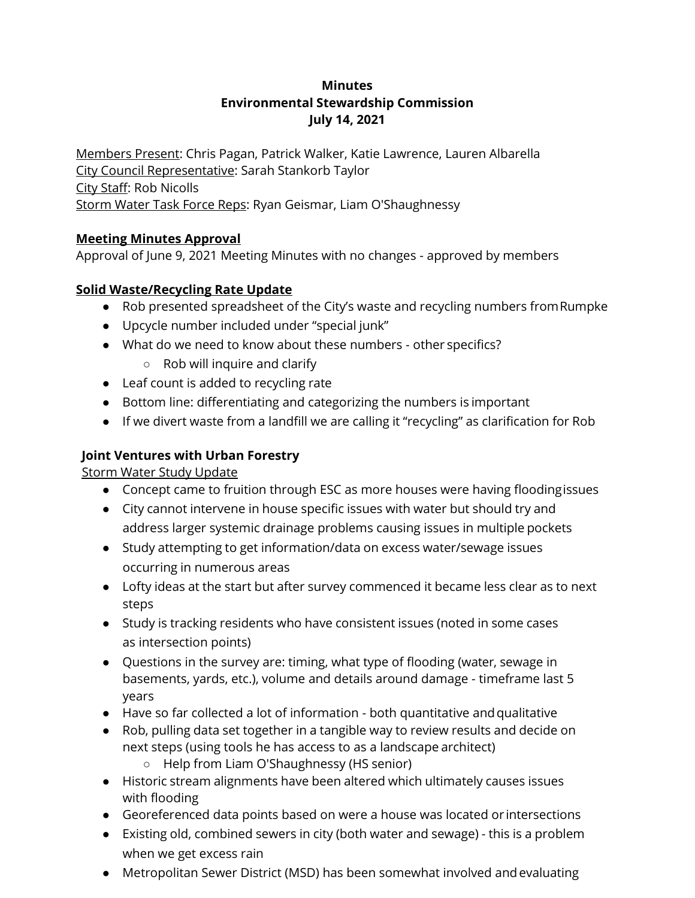**Minutes**
**Environmental Stewardship Commission**
**July 14, 2021**

Members Present: Chris Pagan, Patrick Walker, Katie Lawrence, Lauren Albarella
City Council Representative: Sarah Stankorb Taylor
City Staff: Rob Nicolls
Storm Water Task Force Reps: Ryan Geismar, Liam O'Shaughnessy

## Meeting Minutes Approval

Approval of June 9, 2021 Meeting Minutes with no changes - approved by members

## Solid Waste/Recycling Rate Update

- Rob presented spreadsheet of the City's waste and recycling numbers from Rumpke
- Upcycle number included under "special junk"
- What do we need to know about these numbers - other specifics?
  - Rob will inquire and clarify
- Leaf count is added to recycling rate
- Bottom line: differentiating and categorizing the numbers is important
- If we divert waste from a landfill we are calling it "recycling" as clarification for Rob

## Joint Ventures with Urban Forestry

Storm Water Study Update

- Concept came to fruition through ESC as more houses were having flooding issues
- City cannot intervene in house specific issues with water but should try and address larger systemic drainage problems causing issues in multiple pockets
- Study attempting to get information/data on excess water/sewage issues occurring in numerous areas
- Lofty ideas at the start but after survey commenced it became less clear as to next steps
- Study is tracking residents who have consistent issues (noted in some cases as intersection points)
- Questions in the survey are: timing, what type of flooding (water, sewage in basements, yards, etc.), volume and details around damage - timeframe last 5 years
- Have so far collected a lot of information - both quantitative and qualitative
- Rob, pulling data set together in a tangible way to review results and decide on next steps (using tools he has access to as a landscape architect)
  - Help from Liam O'Shaughnessy (HS senior)
- Historic stream alignments have been altered which ultimately causes issues with flooding
- Georeferenced data points based on were a house was located or intersections
- Existing old, combined sewers in city (both water and sewage) - this is a problem when we get excess rain
- Metropolitan Sewer District (MSD) has been somewhat involved and evaluating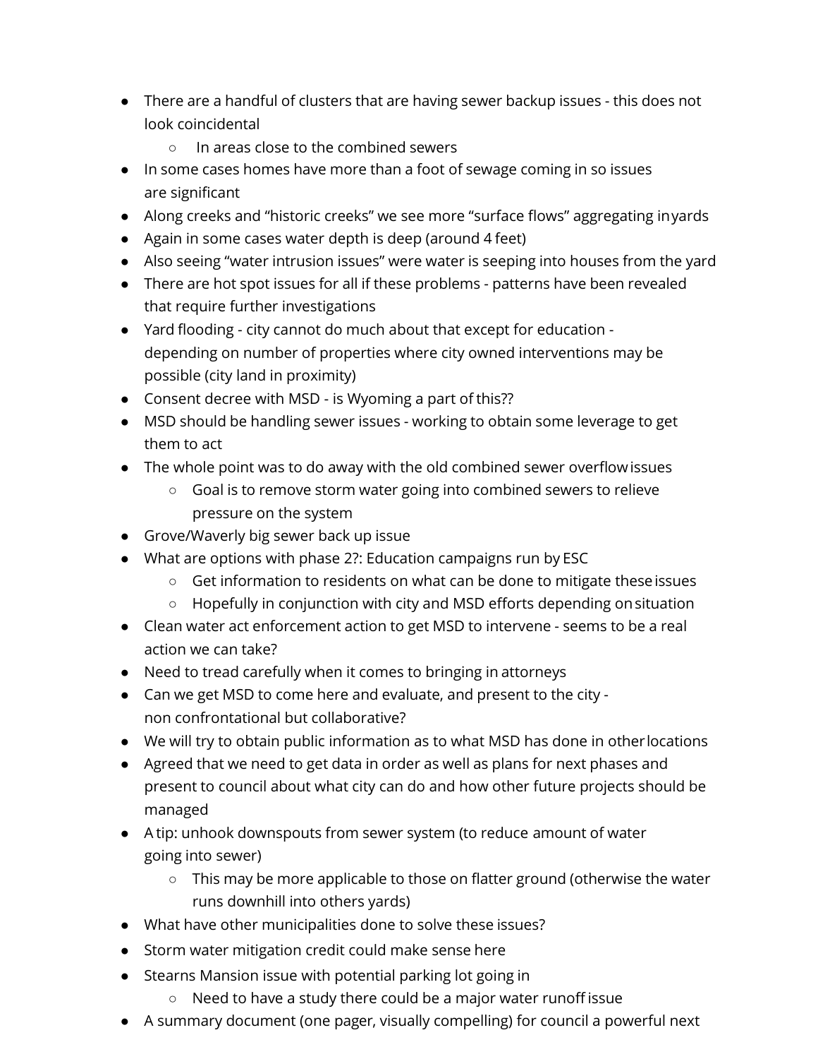- There are a handful of clusters that are having sewer backup issues - this does not look coincidental
    - In areas close to the combined sewers
- In some cases homes have more than a foot of sewage coming in so issues are significant
- Along creeks and "historic creeks" we see more "surface flows" aggregating in yards
- Again in some cases water depth is deep (around 4 feet)
- Also seeing "water intrusion issues" were water is seeping into houses from the yard
- There are hot spot issues for all if these problems - patterns have been revealed that require further investigations
- Yard flooding - city cannot do much about that except for education - depending on number of properties where city owned interventions may be possible (city land in proximity)
- Consent decree with MSD - is Wyoming a part of this??
- MSD should be handling sewer issues - working to obtain some leverage to get them to act
- The whole point was to do away with the old combined sewer overflow issues
    - Goal is to remove storm water going into combined sewers to relieve pressure on the system
- Grove/Waverly big sewer back up issue
- What are options with phase 2?: Education campaigns run by ESC
    - Get information to residents on what can be done to mitigate these issues
    - Hopefully in conjunction with city and MSD efforts depending on situation
- Clean water act enforcement action to get MSD to intervene - seems to be a real action we can take?
- Need to tread carefully when it comes to bringing in attorneys
- Can we get MSD to come here and evaluate, and present to the city - non confrontational but collaborative?
- We will try to obtain public information as to what MSD has done in other locations
- Agreed that we need to get data in order as well as plans for next phases and present to council about what city can do and how other future projects should be managed
- A tip: unhook downspouts from sewer system (to reduce amount of water going into sewer)
    - This may be more applicable to those on flatter ground (otherwise the water runs downhill into others yards)
- What have other municipalities done to solve these issues?
- Storm water mitigation credit could make sense here
- Stearns Mansion issue with potential parking lot going in
    - Need to have a study there could be a major water runoff issue
- A summary document (one pager, visually compelling) for council a powerful next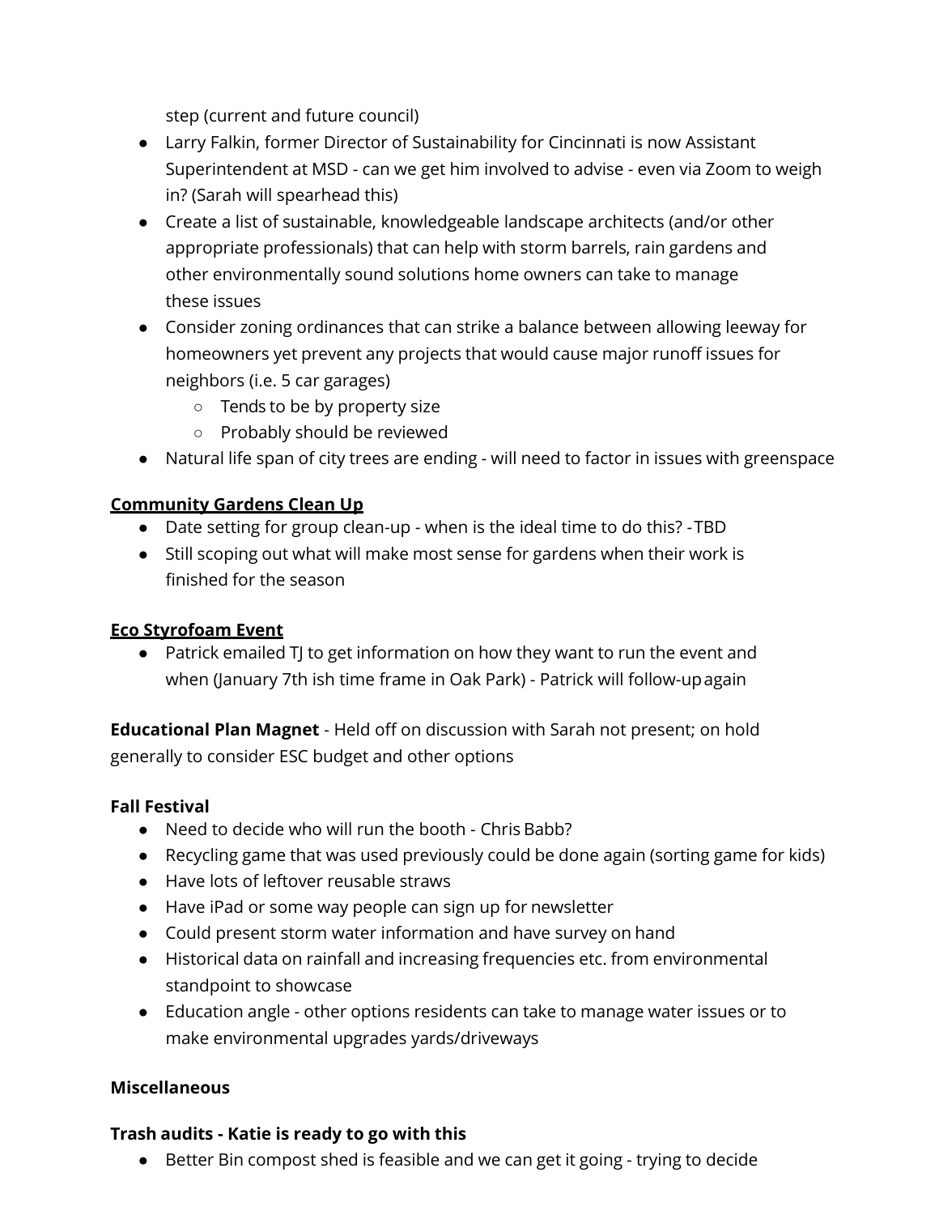step (current and future council)

- Larry Falkin, former Director of Sustainability for Cincinnati is now Assistant Superintendent at MSD - can we get him involved to advise - even via Zoom to weigh in? (Sarah will spearhead this)
- Create a list of sustainable, knowledgeable landscape architects (and/or other appropriate professionals) that can help with storm barrels, rain gardens and other environmentally sound solutions home owners can take to manage these issues
- Consider zoning ordinances that can strike a balance between allowing leeway for homeowners yet prevent any projects that would cause major runoff issues for neighbors (i.e. 5 car garages)
    - Tends to be by property size
    - Probably should be reviewed
- Natural life span of city trees are ending - will need to factor in issues with greenspace

**Community Gardens Clean Up**

- Date setting for group clean-up - when is the ideal time to do this? - TBD
- Still scoping out what will make most sense for gardens when their work is finished for the season

**Eco Styrofoam Event**

- Patrick emailed TJ to get information on how they want to run the event and when (January 7th ish time frame in Oak Park) - Patrick will follow-up again

**Educational Plan Magnet** - Held off on discussion with Sarah not present; on hold generally to consider ESC budget and other options

**Fall Festival**

- Need to decide who will run the booth - Chris Babb?
- Recycling game that was used previously could be done again (sorting game for kids)
- Have lots of leftover reusable straws
- Have iPad or some way people can sign up for newsletter
- Could present storm water information and have survey on hand
- Historical data on rainfall and increasing frequencies etc. from environmental standpoint to showcase
- Education angle - other options residents can take to manage water issues or to make environmental upgrades yards/driveways

**Miscellaneous**

**Trash audits - Katie is ready to go with this**

- Better Bin compost shed is feasible and we can get it going - trying to decide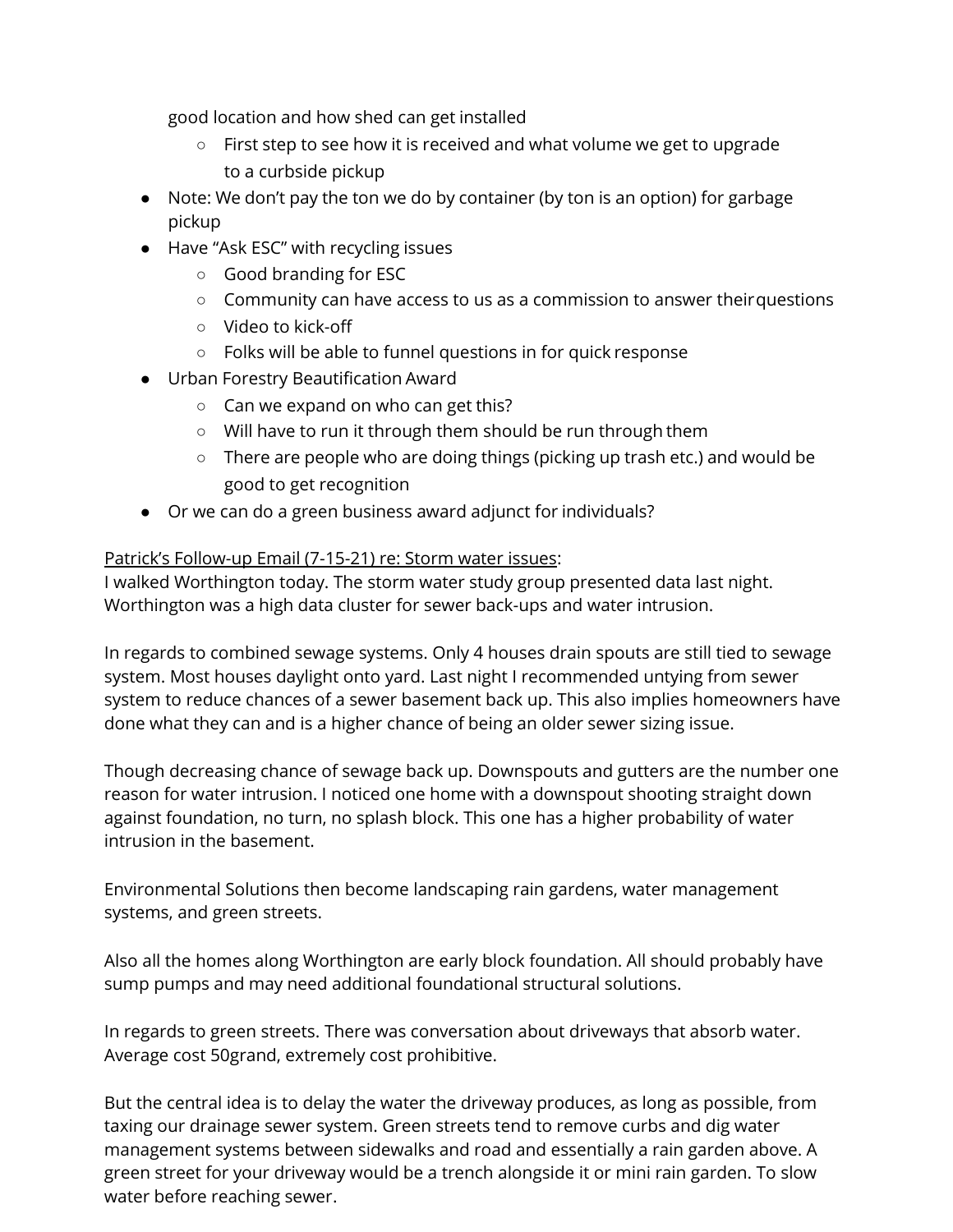good location and how shed can get installed
    - First step to see how it is received and what volume we get to upgrade to a curbside pickup
- Note: We don't pay the ton we do by container (by ton is an option) for garbage pickup
- Have "Ask ESC" with recycling issues
    - Good branding for ESC
    - Community can have access to us as a commission to answer their questions
    - Video to kick-off
    - Folks will be able to funnel questions in for quick response
- Urban Forestry Beautification Award
    - Can we expand on who can get this?
    - Will have to run it through them should be run through them
    - There are people who are doing things (picking up trash etc.) and would be good to get recognition
- Or we can do a green business award adjunct for individuals?

<u>Patrick's Follow-up Email (7-15-21) re: Storm water issues</u>:

I walked Worthington today. The storm water study group presented data last night. Worthington was a high data cluster for sewer back-ups and water intrusion.

In regards to combined sewage systems. Only 4 houses drain spouts are still tied to sewage system. Most houses daylight onto yard. Last night I recommended untying from sewer system to reduce chances of a sewer basement back up. This also implies homeowners have done what they can and is a higher chance of being an older sewer sizing issue.

Though decreasing chance of sewage back up. Downspouts and gutters are the number one reason for water intrusion. I noticed one home with a downspout shooting straight down against foundation, no turn, no splash block. This one has a higher probability of water intrusion in the basement.

Environmental Solutions then become landscaping rain gardens, water management systems, and green streets.

Also all the homes along Worthington are early block foundation. All should probably have sump pumps and may need additional foundational structural solutions.

In regards to green streets. There was conversation about driveways that absorb water. Average cost 50grand, extremely cost prohibitive.

But the central idea is to delay the water the driveway produces, as long as possible, from taxing our drainage sewer system. Green streets tend to remove curbs and dig water management systems between sidewalks and road and essentially a rain garden above. A green street for your driveway would be a trench alongside it or mini rain garden. To slow water before reaching sewer.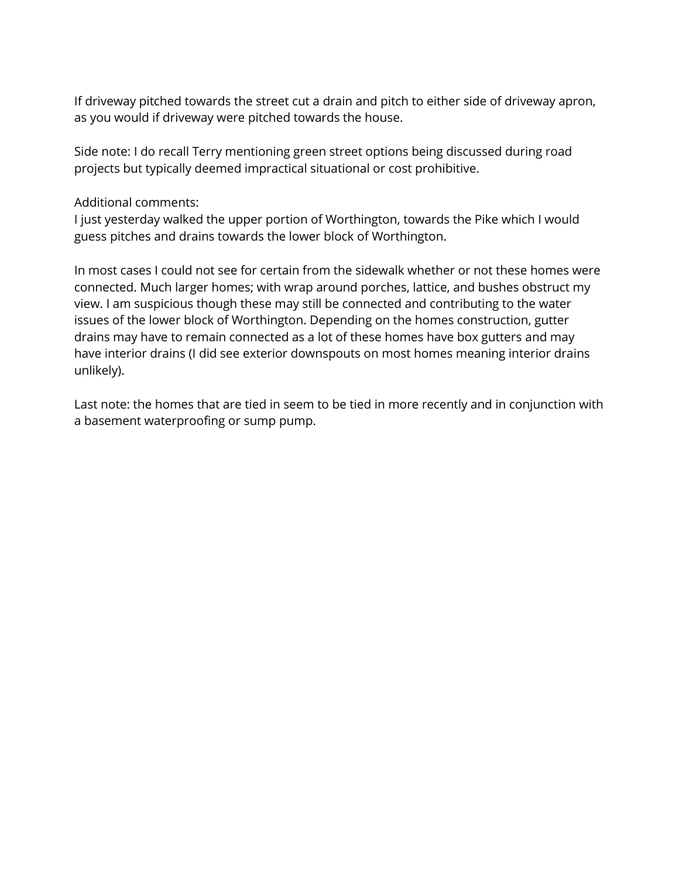If driveway pitched towards the street cut a drain and pitch to either side of driveway apron, as you would if driveway were pitched towards the house.

Side note: I do recall Terry mentioning green street options being discussed during road projects but typically deemed impractical situational or cost prohibitive.

Additional comments:
I just yesterday walked the upper portion of Worthington, towards the Pike which I would guess pitches and drains towards the lower block of Worthington.

In most cases I could not see for certain from the sidewalk whether or not these homes were connected. Much larger homes; with wrap around porches, lattice, and bushes obstruct my view. I am suspicious though these may still be connected and contributing to the water issues of the lower block of Worthington. Depending on the homes construction, gutter drains may have to remain connected as a lot of these homes have box gutters and may have interior drains (I did see exterior downspouts on most homes meaning interior drains unlikely).

Last note: the homes that are tied in seem to be tied in more recently and in conjunction with a basement waterproofing or sump pump.